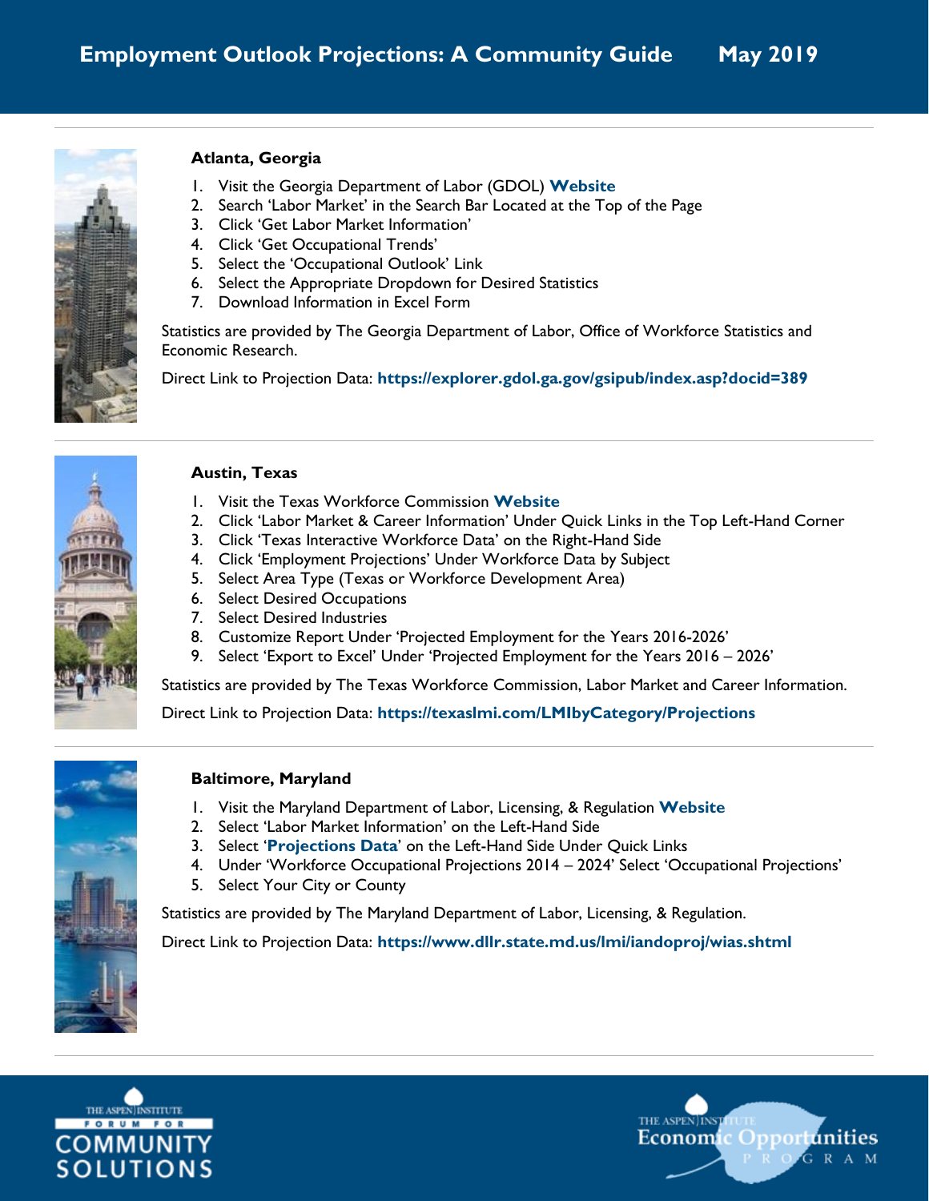# Employment Outlook Projections: A Community Guide May 2019

## Atlanta, Georgia

1. Visit the Georgia Department of Labor (GDOL) **Website**
2. Search 'Labor Market' in the Search Bar Located at the Top of the Page
3. Click 'Get Labor Market Information'
4. Click 'Get Occupational Trends'
5. Select the 'Occupational Outlook' Link
6. Select the Appropriate Dropdown for Desired Statistics
7. Download Information in Excel Form

Statistics are provided by The Georgia Department of Labor, Office of Workforce Statistics and Economic Research.

Direct Link to Projection Data: **https://explorer.gdol.ga.gov/gsipub/index.asp?docid=389**

## Austin, Texas

1. Visit the Texas Workforce Commission **Website**
2. Click 'Labor Market & Career Information' Under Quick Links in the Top Left-Hand Corner
3. Click 'Texas Interactive Workforce Data' on the Right-Hand Side
4. Click 'Employment Projections' Under Workforce Data by Subject
5. Select Area Type (Texas or Workforce Development Area)
6. Select Desired Occupations
7. Select Desired Industries
8. Customize Report Under 'Projected Employment for the Years 2016-2026'
9. Select 'Export to Excel' Under 'Projected Employment for the Years 2016 – 2026'

Statistics are provided by The Texas Workforce Commission, Labor Market and Career Information.

Direct Link to Projection Data: **https://texaslmi.com/LMIbyCategory/Projections**

## Baltimore, Maryland

1. Visit the Maryland Department of Labor, Licensing, & Regulation **Website**
2. Select 'Labor Market Information' on the Left-Hand Side
3. Select '**Projections Data**' on the Left-Hand Side Under Quick Links
4. Under 'Workforce Occupational Projections 2014 – 2024' Select 'Occupational Projections'
5. Select Your City or County

Statistics are provided by The Maryland Department of Labor, Licensing, & Regulation.

Direct Link to Projection Data: **https://www.dllr.state.md.us/lmi/iandoproj/wias.shtml**

THE ASPEN INSTITUTE FORUM FOR COMMUNITY SOLUTIONS

THE ASPEN INSTITUTE Economic Opportunities PROGRAM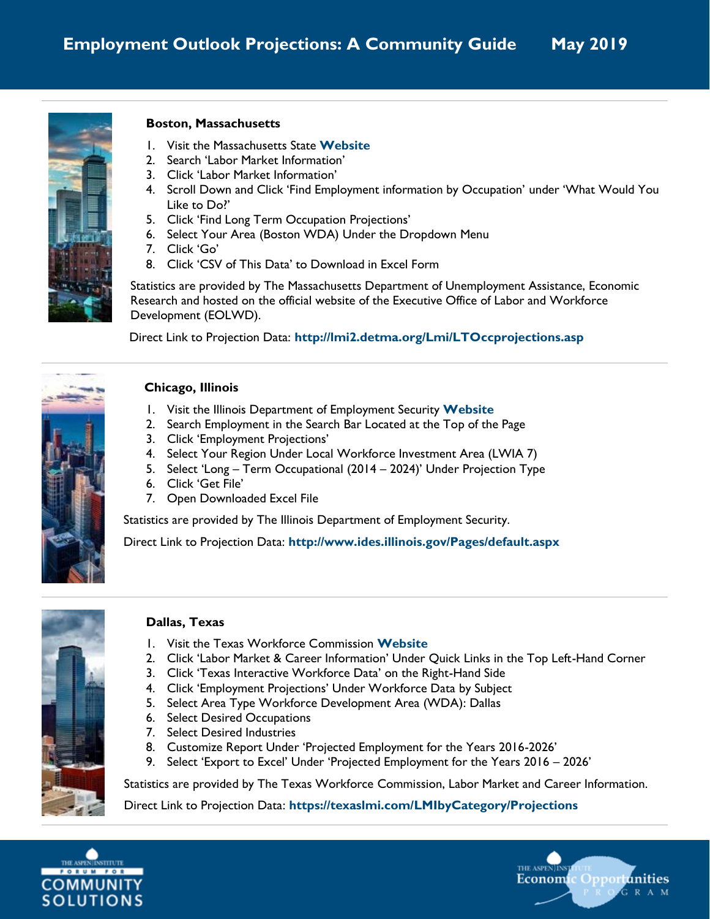### Boston, Massachusetts

1. Visit the Massachusetts State **Website**
2. Search 'Labor Market Information'
3. Click 'Labor Market Information'
4. Scroll Down and Click 'Find Employment information by Occupation' under 'What Would You Like to Do?'
5. Click 'Find Long Term Occupation Projections'
6. Select Your Area (Boston WDA) Under the Dropdown Menu
7. Click 'Go'
8. Click 'CSV of This Data' to Download in Excel Form

Statistics are provided by The Massachusetts Department of Unemployment Assistance, Economic Research and hosted on the official website of the Executive Office of Labor and Workforce Development (EOLWD).

Direct Link to Projection Data: **http://lmi2.detma.org/Lmi/LTOccprojections.asp**

### Chicago, Illinois

1. Visit the Illinois Department of Employment Security **Website**
2. Search Employment in the Search Bar Located at the Top of the Page
3. Click 'Employment Projections'
4. Select Your Region Under Local Workforce Investment Area (LWIA 7)
5. Select 'Long – Term Occupational (2014 – 2024)' Under Projection Type
6. Click 'Get File'
7. Open Downloaded Excel File

Statistics are provided by The Illinois Department of Employment Security.

Direct Link to Projection Data: **http://www.ides.illinois.gov/Pages/default.aspx**

### Dallas, Texas

1. Visit the Texas Workforce Commission **Website**
2. Click 'Labor Market & Career Information' Under Quick Links in the Top Left-Hand Corner
3. Click 'Texas Interactive Workforce Data' on the Right-Hand Side
4. Click 'Employment Projections' Under Workforce Data by Subject
5. Select Area Type Workforce Development Area (WDA): Dallas
6. Select Desired Occupations
7. Select Desired Industries
8. Customize Report Under 'Projected Employment for the Years 2016-2026'
9. Select 'Export to Excel' Under 'Projected Employment for the Years 2016 – 2026'

Statistics are provided by The Texas Workforce Commission, Labor Market and Career Information.

Direct Link to Projection Data: **https://texaslmi.com/LMIbyCategory/Projections**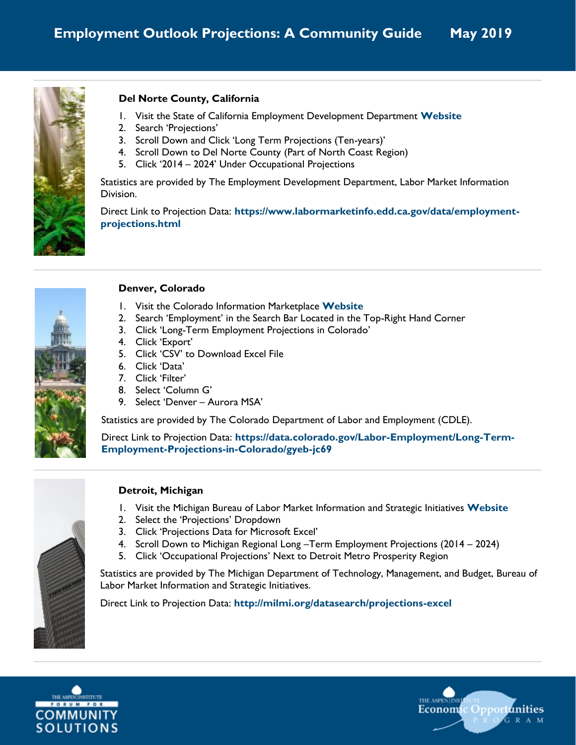### Del Norte County, California

1. Visit the State of California Employment Development Department **Website**
2. Search 'Projections'
3. Scroll Down and Click 'Long Term Projections (Ten-years)'
4. Scroll Down to Del Norte County (Part of North Coast Region)
5. Click '2014 – 2024' Under Occupational Projections

Statistics are provided by The Employment Development Department, Labor Market Information Division.

Direct Link to Projection Data: **https://www.labormarketinfo.edd.ca.gov/data/employment-projections.html**

### Denver, Colorado

1. Visit the Colorado Information Marketplace **Website**
2. Search 'Employment' in the Search Bar Located in the Top-Right Hand Corner
3. Click 'Long-Term Employment Projections in Colorado'
4. Click 'Export'
5. Click 'CSV' to Download Excel File
6. Click 'Data'
7. Click 'Filter'
8. Select 'Column G'
9. Select 'Denver – Aurora MSA'

Statistics are provided by The Colorado Department of Labor and Employment (CDLE).

Direct Link to Projection Data: **https://data.colorado.gov/Labor-Employment/Long-Term-Employment-Projections-in-Colorado/gyeb-jc69**

### Detroit, Michigan

1. Visit the Michigan Bureau of Labor Market Information and Strategic Initiatives **Website**
2. Select the 'Projections' Dropdown
3. Click 'Projections Data for Microsoft Excel'
4. Scroll Down to Michigan Regional Long –Term Employment Projections (2014 – 2024)
5. Click 'Occupational Projections' Next to Detroit Metro Prosperity Region

Statistics are provided by The Michigan Department of Technology, Management, and Budget, Bureau of Labor Market Information and Strategic Initiatives.

Direct Link to Projection Data: **http://milmi.org/datasearch/projections-excel**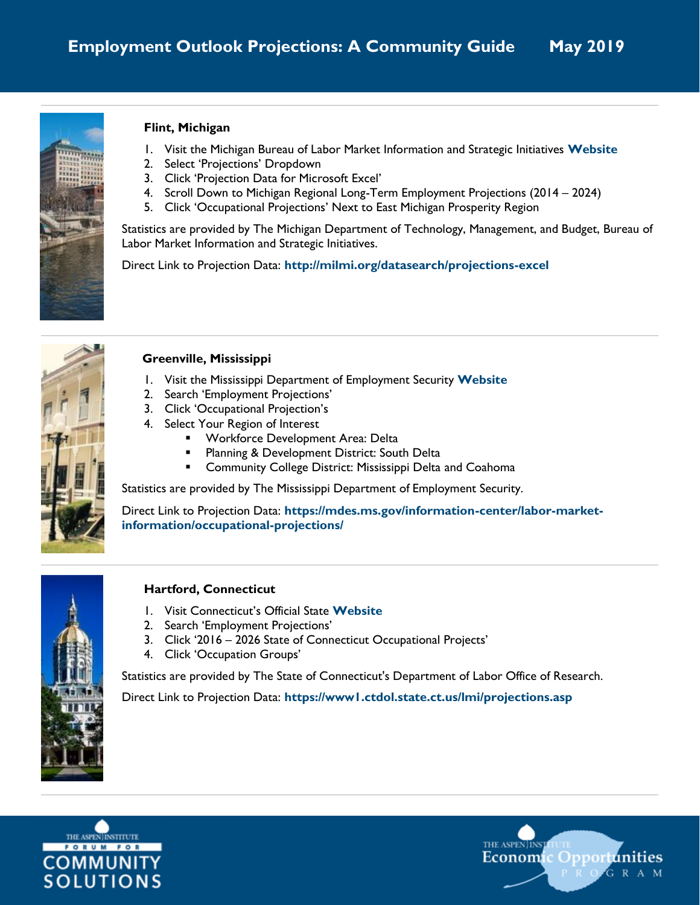### Flint, Michigan

1. Visit the Michigan Bureau of Labor Market Information and Strategic Initiatives **Website**
2. Select 'Projections' Dropdown
3. Click 'Projection Data for Microsoft Excel'
4. Scroll Down to Michigan Regional Long-Term Employment Projections (2014 – 2024)
5. Click 'Occupational Projections' Next to East Michigan Prosperity Region

Statistics are provided by The Michigan Department of Technology, Management, and Budget, Bureau of Labor Market Information and Strategic Initiatives.

Direct Link to Projection Data: **http://milmi.org/datasearch/projections-excel**

### Greenville, Mississippi

1. Visit the Mississippi Department of Employment Security **Website**
2. Search 'Employment Projections'
3. Click 'Occupational Projection's
4. Select Your Region of Interest
   - Workforce Development Area: Delta
   - Planning & Development District: South Delta
   - Community College District: Mississippi Delta and Coahoma

Statistics are provided by The Mississippi Department of Employment Security.

Direct Link to Projection Data: **https://mdes.ms.gov/information-center/labor-market-information/occupational-projections/**

### Hartford, Connecticut

1. Visit Connecticut's Official State **Website**
2. Search 'Employment Projections'
3. Click '2016 – 2026 State of Connecticut Occupational Projects'
4. Click 'Occupation Groups'

Statistics are provided by The State of Connecticut's Department of Labor Office of Research.

Direct Link to Projection Data: **https://www1.ctdol.state.ct.us/lmi/projections.asp**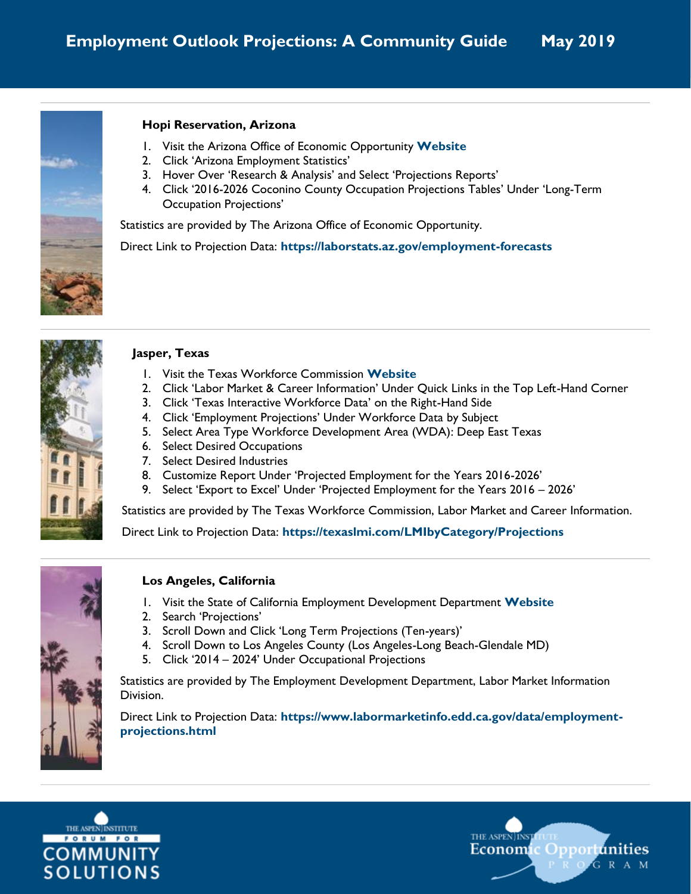### Hopi Reservation, Arizona

1. Visit the Arizona Office of Economic Opportunity **Website**
2. Click 'Arizona Employment Statistics'
3. Hover Over 'Research & Analysis' and Select 'Projections Reports'
4. Click '2016-2026 Coconino County Occupation Projections Tables' Under 'Long-Term Occupation Projections'

Statistics are provided by The Arizona Office of Economic Opportunity.

Direct Link to Projection Data: **https://laborstats.az.gov/employment-forecasts**

### Jasper, Texas

1. Visit the Texas Workforce Commission **Website**
2. Click 'Labor Market & Career Information' Under Quick Links in the Top Left-Hand Corner
3. Click 'Texas Interactive Workforce Data' on the Right-Hand Side
4. Click 'Employment Projections' Under Workforce Data by Subject
5. Select Area Type Workforce Development Area (WDA): Deep East Texas
6. Select Desired Occupations
7. Select Desired Industries
8. Customize Report Under 'Projected Employment for the Years 2016-2026'
9. Select 'Export to Excel' Under 'Projected Employment for the Years 2016 – 2026'

Statistics are provided by The Texas Workforce Commission, Labor Market and Career Information.

Direct Link to Projection Data: **https://texaslmi.com/LMIbyCategory/Projections**

### Los Angeles, California

1. Visit the State of California Employment Development Department **Website**
2. Search 'Projections'
3. Scroll Down and Click 'Long Term Projections (Ten-years)'
4. Scroll Down to Los Angeles County (Los Angeles-Long Beach-Glendale MD)
5. Click '2014 – 2024' Under Occupational Projections

Statistics are provided by The Employment Development Department, Labor Market Information Division.

Direct Link to Projection Data: **https://www.labormarketinfo.edd.ca.gov/data/employment-projections.html**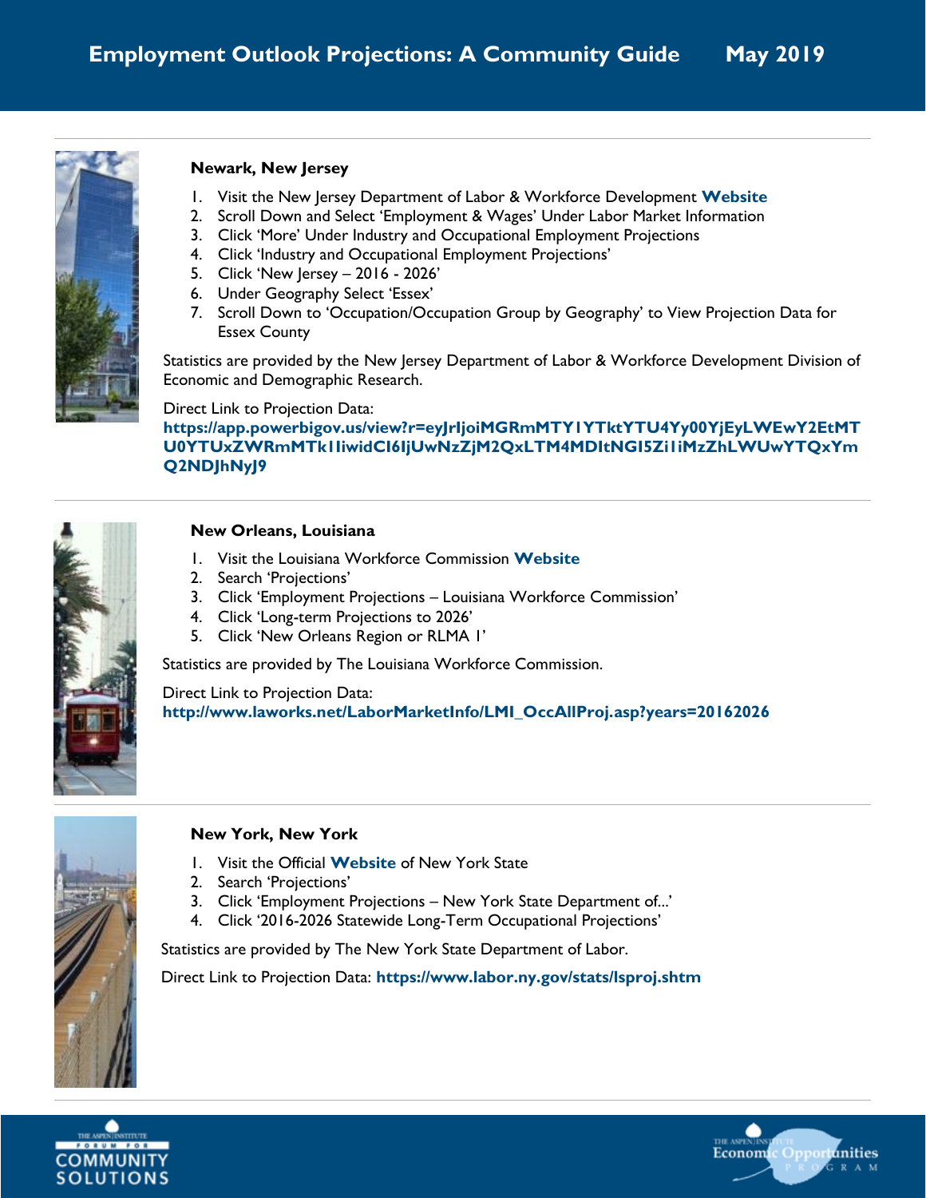### Newark, New Jersey

1. Visit the New Jersey Department of Labor & Workforce Development **Website**
2. Scroll Down and Select 'Employment & Wages' Under Labor Market Information
3. Click 'More' Under Industry and Occupational Employment Projections
4. Click 'Industry and Occupational Employment Projections'
5. Click 'New Jersey – 2016 - 2026'
6. Under Geography Select 'Essex'
7. Scroll Down to 'Occupation/Occupation Group by Geography' to View Projection Data for Essex County

Statistics are provided by the New Jersey Department of Labor & Workforce Development Division of Economic and Demographic Research.

Direct Link to Projection Data:
**https://app.powerbigov.us/view?r=eyJrIjoiMGRmMTY1YTktYTU4Yy00YjEyLWEwY2EtMTU0YTUxZWRmMTk1IiwidCI6IjUwNzZjM2QxLTM4MDItNGI5Zi1iMzZhLWUwYTQxYmQ2NDJhNyJ9**

### New Orleans, Louisiana

1. Visit the Louisiana Workforce Commission **Website**
2. Search 'Projections'
3. Click 'Employment Projections – Louisiana Workforce Commission'
4. Click 'Long-term Projections to 2026'
5. Click 'New Orleans Region or RLMA 1'

Statistics are provided by The Louisiana Workforce Commission.

Direct Link to Projection Data:
**http://www.laworks.net/LaborMarketInfo/LMI_OccAllProj.asp?years=20162026**

### New York, New York

1. Visit the Official **Website** of New York State
2. Search 'Projections'
3. Click 'Employment Projections – New York State Department of...'
4. Click '2016-2026 Statewide Long-Term Occupational Projections'

Statistics are provided by The New York State Department of Labor.

Direct Link to Projection Data: **https://www.labor.ny.gov/stats/lsproj.shtm**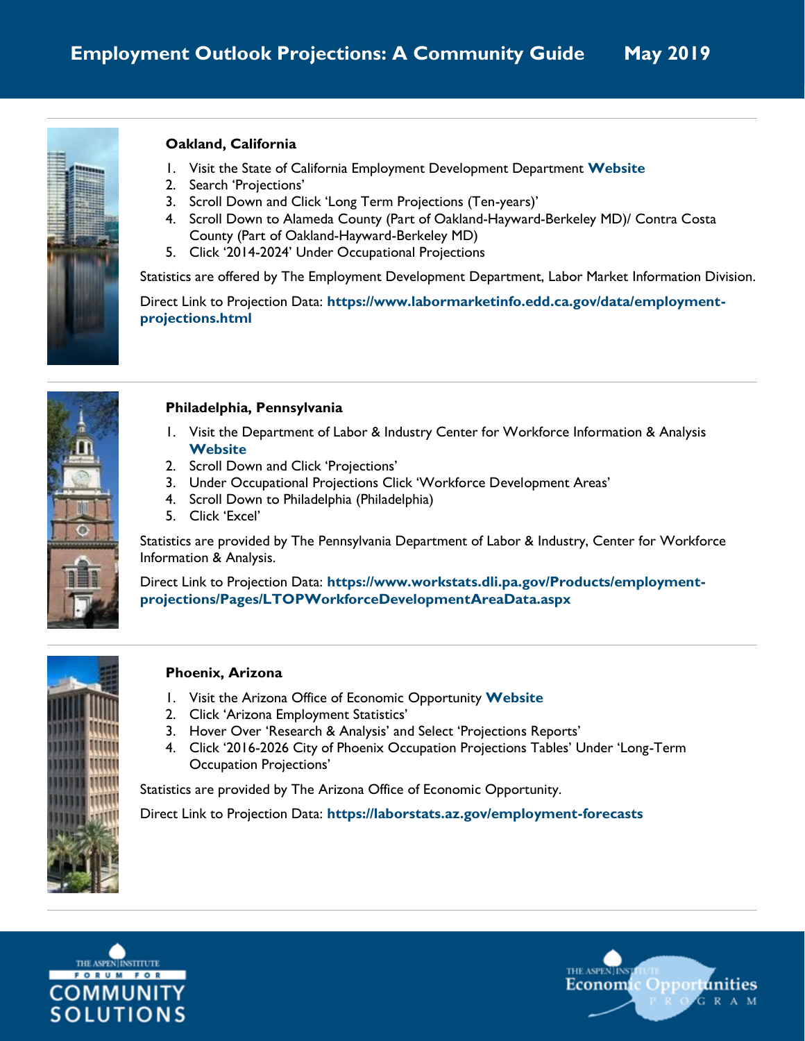### Oakland, California

1. Visit the State of California Employment Development Department **Website**
2. Search 'Projections'
3. Scroll Down and Click 'Long Term Projections (Ten-years)'
4. Scroll Down to Alameda County (Part of Oakland-Hayward-Berkeley MD)/ Contra Costa County (Part of Oakland-Hayward-Berkeley MD)
5. Click '2014-2024' Under Occupational Projections

Statistics are offered by The Employment Development Department, Labor Market Information Division.

Direct Link to Projection Data: **https://www.labormarketinfo.edd.ca.gov/data/employment-projections.html**

### Philadelphia, Pennsylvania

1. Visit the Department of Labor & Industry Center for Workforce Information & Analysis **Website**
2. Scroll Down and Click 'Projections'
3. Under Occupational Projections Click 'Workforce Development Areas'
4. Scroll Down to Philadelphia (Philadelphia)
5. Click 'Excel'

Statistics are provided by The Pennsylvania Department of Labor & Industry, Center for Workforce Information & Analysis.

Direct Link to Projection Data: **https://www.workstats.dli.pa.gov/Products/employment-projections/Pages/LTOPWorkforceDevelopmentAreaData.aspx**

### Phoenix, Arizona

1. Visit the Arizona Office of Economic Opportunity **Website**
2. Click 'Arizona Employment Statistics'
3. Hover Over 'Research & Analysis' and Select 'Projections Reports'
4. Click '2016-2026 City of Phoenix Occupation Projections Tables' Under 'Long-Term Occupation Projections'

Statistics are provided by The Arizona Office of Economic Opportunity.

Direct Link to Projection Data: **https://laborstats.az.gov/employment-forecasts**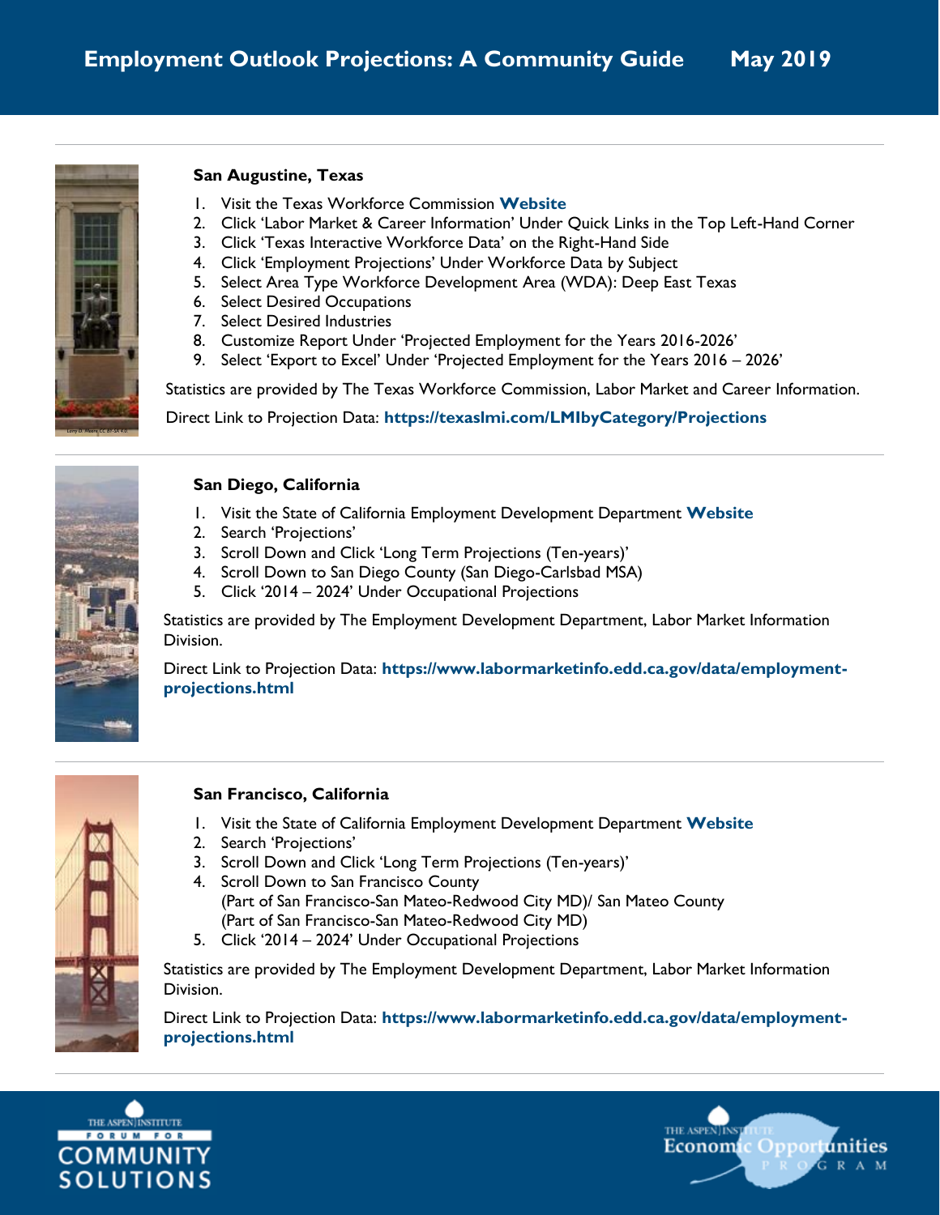### San Augustine, Texas

1. Visit the Texas Workforce Commission **Website**
2. Click 'Labor Market & Career Information' Under Quick Links in the Top Left-Hand Corner
3. Click 'Texas Interactive Workforce Data' on the Right-Hand Side
4. Click 'Employment Projections' Under Workforce Data by Subject
5. Select Area Type Workforce Development Area (WDA): Deep East Texas
6. Select Desired Occupations
7. Select Desired Industries
8. Customize Report Under 'Projected Employment for the Years 2016-2026'
9. Select 'Export to Excel' Under 'Projected Employment for the Years 2016 – 2026'

Statistics are provided by The Texas Workforce Commission, Labor Market and Career Information.

Direct Link to Projection Data: **https://texaslmi.com/LMIbyCategory/Projections**

### San Diego, California

1. Visit the State of California Employment Development Department **Website**
2. Search 'Projections'
3. Scroll Down and Click 'Long Term Projections (Ten-years)'
4. Scroll Down to San Diego County (San Diego-Carlsbad MSA)
5. Click '2014 – 2024' Under Occupational Projections

Statistics are provided by The Employment Development Department, Labor Market Information Division.

Direct Link to Projection Data: **https://www.labormarketinfo.edd.ca.gov/data/employment-projections.html**

### San Francisco, California

1. Visit the State of California Employment Development Department **Website**
2. Search 'Projections'
3. Scroll Down and Click 'Long Term Projections (Ten-years)'
4. Scroll Down to San Francisco County (Part of San Francisco-San Mateo-Redwood City MD)/ San Mateo County (Part of San Francisco-San Mateo-Redwood City MD)
5. Click '2014 – 2024' Under Occupational Projections

Statistics are provided by The Employment Development Department, Labor Market Information Division.

Direct Link to Projection Data: **https://www.labormarketinfo.edd.ca.gov/data/employment-projections.html**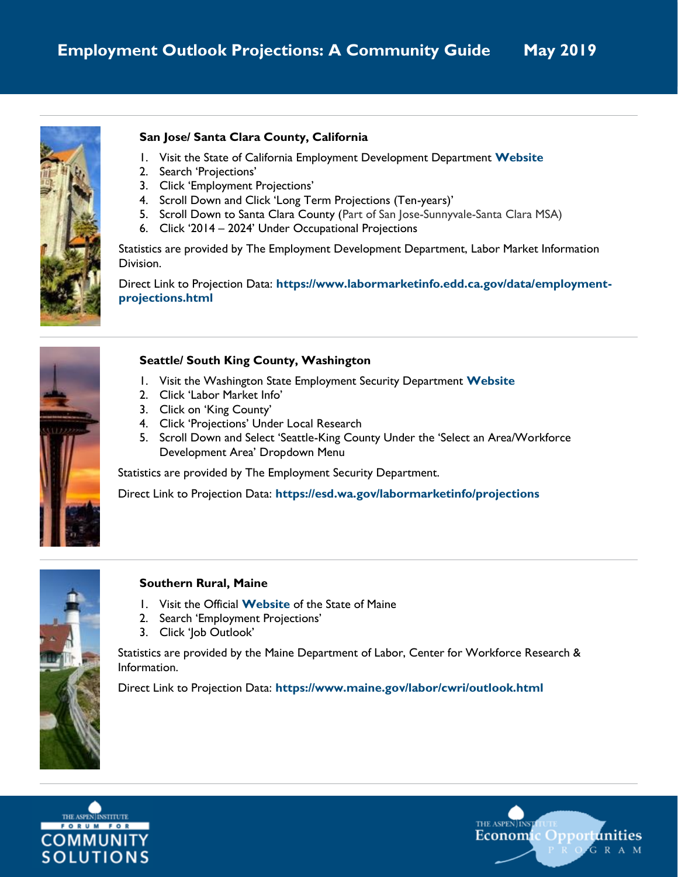### San Jose/ Santa Clara County, California

1. Visit the State of California Employment Development Department **Website**
2. Search 'Projections'
3. Click 'Employment Projections'
4. Scroll Down and Click 'Long Term Projections (Ten-years)'
5. Scroll Down to Santa Clara County (Part of San Jose-Sunnyvale-Santa Clara MSA)
6. Click '2014 – 2024' Under Occupational Projections

Statistics are provided by The Employment Development Department, Labor Market Information Division.

Direct Link to Projection Data: **https://www.labormarketinfo.edd.ca.gov/data/employment-projections.html**

### Seattle/ South King County, Washington

1. Visit the Washington State Employment Security Department **Website**
2. Click 'Labor Market Info'
3. Click on 'King County'
4. Click 'Projections' Under Local Research
5. Scroll Down and Select 'Seattle-King County Under the 'Select an Area/Workforce Development Area' Dropdown Menu

Statistics are provided by The Employment Security Department.

Direct Link to Projection Data: **https://esd.wa.gov/labormarketinfo/projections**

### Southern Rural, Maine

1. Visit the Official **Website** of the State of Maine
2. Search 'Employment Projections'
3. Click 'Job Outlook'

Statistics are provided by the Maine Department of Labor, Center for Workforce Research & Information.

Direct Link to Projection Data: **https://www.maine.gov/labor/cwri/outlook.html**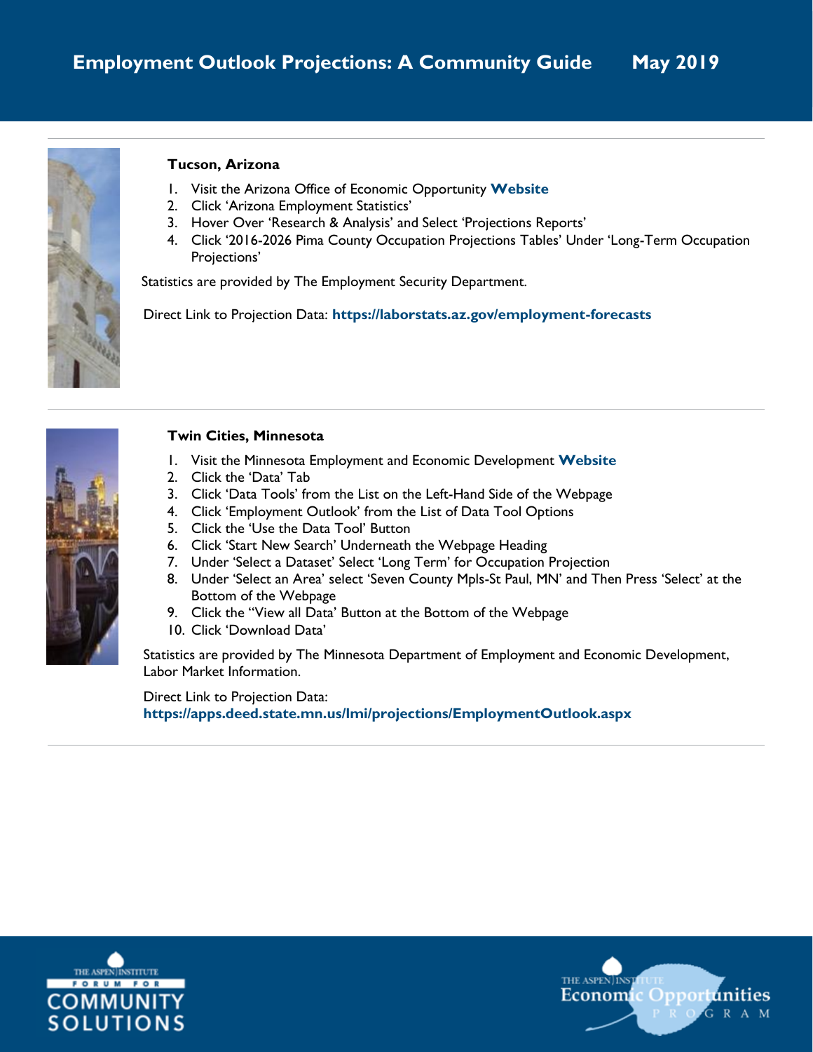**Tucson, Arizona**

1. Visit the Arizona Office of Economic Opportunity **Website**
2. Click 'Arizona Employment Statistics'
3. Hover Over 'Research & Analysis' and Select 'Projections Reports'
4. Click '2016-2026 Pima County Occupation Projections Tables' Under 'Long-Term Occupation Projections'

Statistics are provided by The Employment Security Department.

Direct Link to Projection Data: **https://laborstats.az.gov/employment-forecasts**

**Twin Cities, Minnesota**

1. Visit the Minnesota Employment and Economic Development **Website**
2. Click the 'Data' Tab
3. Click 'Data Tools' from the List on the Left-Hand Side of the Webpage
4. Click 'Employment Outlook' from the List of Data Tool Options
5. Click the 'Use the Data Tool' Button
6. Click 'Start New Search' Underneath the Webpage Heading
7. Under 'Select a Dataset' Select 'Long Term' for Occupation Projection
8. Under 'Select an Area' select 'Seven County Mpls-St Paul, MN' and Then Press 'Select' at the Bottom of the Webpage
9. Click the "View all Data' Button at the Bottom of the Webpage
10. Click 'Download Data'

Statistics are provided by The Minnesota Department of Employment and Economic Development, Labor Market Information.

Direct Link to Projection Data:
**https://apps.deed.state.mn.us/lmi/projections/EmploymentOutlook.aspx**